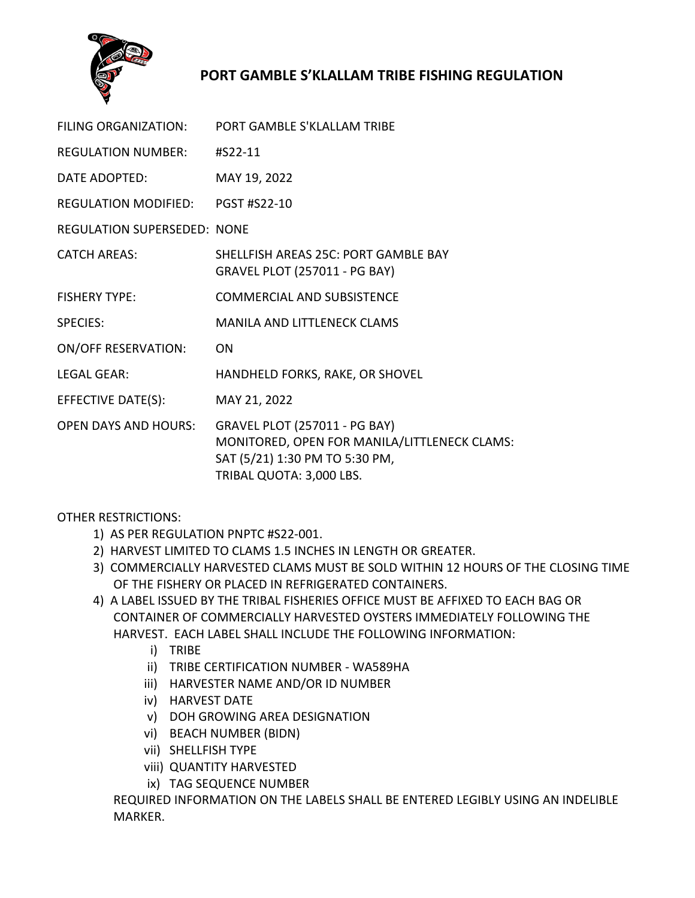# PORT GAMBLE S'KLALLAM TRIBE FISHING REGULATION

| | |
|---|---|
| FILING ORGANIZATION: | PORT GAMBLE S'KLALLAM TRIBE |
| REGULATION NUMBER: | #S22-11 |
| DATE ADOPTED: | MAY 19, 2022 |
| REGULATION MODIFIED: | PGST #S22-10 |
| REGULATION SUPERSEDED: | NONE |
| CATCH AREAS: | SHELLFISH AREAS 25C: PORT GAMBLE BAY<br>GRAVEL PLOT (257011 - PG BAY) |
| FISHERY TYPE: | COMMERCIAL AND SUBSISTENCE |
| SPECIES: | MANILA AND LITTLENECK CLAMS |
| ON/OFF RESERVATION: | ON |
| LEGAL GEAR: | HANDHELD FORKS, RAKE, OR SHOVEL |
| EFFECTIVE DATE(S): | MAY 21, 2022 |
| OPEN DAYS AND HOURS: | GRAVEL PLOT (257011 - PG BAY)<br>MONITORED, OPEN FOR MANILA/LITTLENECK CLAMS:<br>SAT (5/21) 1:30 PM TO 5:30 PM,<br>TRIBAL QUOTA: 3,000 LBS. |

OTHER RESTRICTIONS:

1) AS PER REGULATION PNPTC #S22-001.
2) HARVEST LIMITED TO CLAMS 1.5 INCHES IN LENGTH OR GREATER.
3) COMMERCIALLY HARVESTED CLAMS MUST BE SOLD WITHIN 12 HOURS OF THE CLOSING TIME OF THE FISHERY OR PLACED IN REFRIGERATED CONTAINERS.
4) A LABEL ISSUED BY THE TRIBAL FISHERIES OFFICE MUST BE AFFIXED TO EACH BAG OR CONTAINER OF COMMERCIALLY HARVESTED OYSTERS IMMEDIATELY FOLLOWING THE HARVEST. EACH LABEL SHALL INCLUDE THE FOLLOWING INFORMATION:
   i) TRIBE
   ii) TRIBE CERTIFICATION NUMBER - WA589HA
   iii) HARVESTER NAME AND/OR ID NUMBER
   iv) HARVEST DATE
   v) DOH GROWING AREA DESIGNATION
   vi) BEACH NUMBER (BIDN)
   vii) SHELLFISH TYPE
   viii) QUANTITY HARVESTED
   ix) TAG SEQUENCE NUMBER

   REQUIRED INFORMATION ON THE LABELS SHALL BE ENTERED LEGIBLY USING AN INDELIBLE MARKER.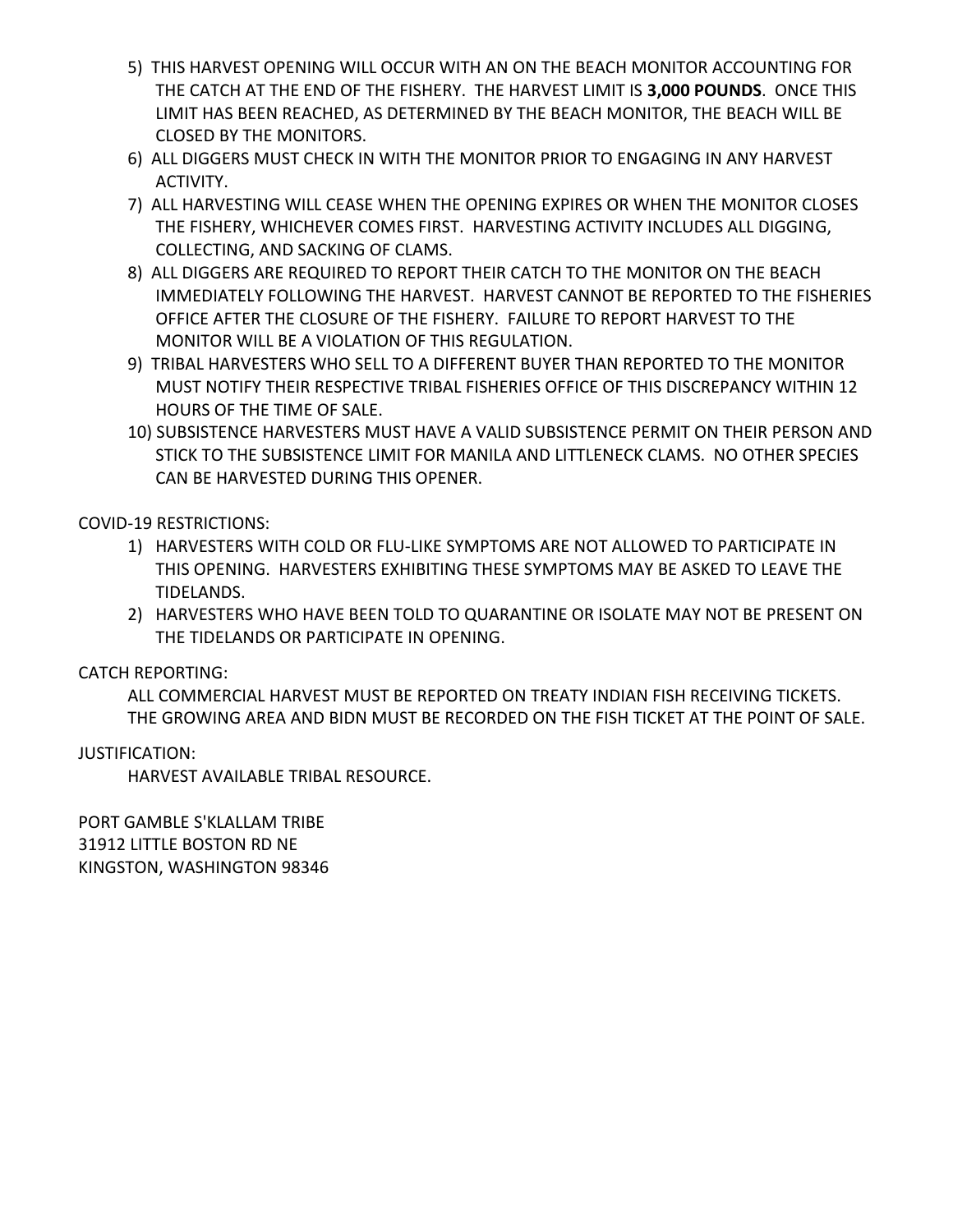5) THIS HARVEST OPENING WILL OCCUR WITH AN ON THE BEACH MONITOR ACCOUNTING FOR THE CATCH AT THE END OF THE FISHERY. THE HARVEST LIMIT IS **3,000 POUNDS**. ONCE THIS LIMIT HAS BEEN REACHED, AS DETERMINED BY THE BEACH MONITOR, THE BEACH WILL BE CLOSED BY THE MONITORS.
6) ALL DIGGERS MUST CHECK IN WITH THE MONITOR PRIOR TO ENGAGING IN ANY HARVEST ACTIVITY.
7) ALL HARVESTING WILL CEASE WHEN THE OPENING EXPIRES OR WHEN THE MONITOR CLOSES THE FISHERY, WHICHEVER COMES FIRST. HARVESTING ACTIVITY INCLUDES ALL DIGGING, COLLECTING, AND SACKING OF CLAMS.
8) ALL DIGGERS ARE REQUIRED TO REPORT THEIR CATCH TO THE MONITOR ON THE BEACH IMMEDIATELY FOLLOWING THE HARVEST. HARVEST CANNOT BE REPORTED TO THE FISHERIES OFFICE AFTER THE CLOSURE OF THE FISHERY. FAILURE TO REPORT HARVEST TO THE MONITOR WILL BE A VIOLATION OF THIS REGULATION.
9) TRIBAL HARVESTERS WHO SELL TO A DIFFERENT BUYER THAN REPORTED TO THE MONITOR MUST NOTIFY THEIR RESPECTIVE TRIBAL FISHERIES OFFICE OF THIS DISCREPANCY WITHIN 12 HOURS OF THE TIME OF SALE.
10) SUBSISTENCE HARVESTERS MUST HAVE A VALID SUBSISTENCE PERMIT ON THEIR PERSON AND STICK TO THE SUBSISTENCE LIMIT FOR MANILA AND LITTLENECK CLAMS. NO OTHER SPECIES CAN BE HARVESTED DURING THIS OPENER.

COVID-19 RESTRICTIONS:

1) HARVESTERS WITH COLD OR FLU-LIKE SYMPTOMS ARE NOT ALLOWED TO PARTICIPATE IN THIS OPENING. HARVESTERS EXHIBITING THESE SYMPTOMS MAY BE ASKED TO LEAVE THE TIDELANDS.
2) HARVESTERS WHO HAVE BEEN TOLD TO QUARANTINE OR ISOLATE MAY NOT BE PRESENT ON THE TIDELANDS OR PARTICIPATE IN OPENING.

CATCH REPORTING:

ALL COMMERCIAL HARVEST MUST BE REPORTED ON TREATY INDIAN FISH RECEIVING TICKETS. THE GROWING AREA AND BIDN MUST BE RECORDED ON THE FISH TICKET AT THE POINT OF SALE.

JUSTIFICATION:

HARVEST AVAILABLE TRIBAL RESOURCE.

PORT GAMBLE S'KLALLAM TRIBE
31912 LITTLE BOSTON RD NE
KINGSTON, WASHINGTON 98346